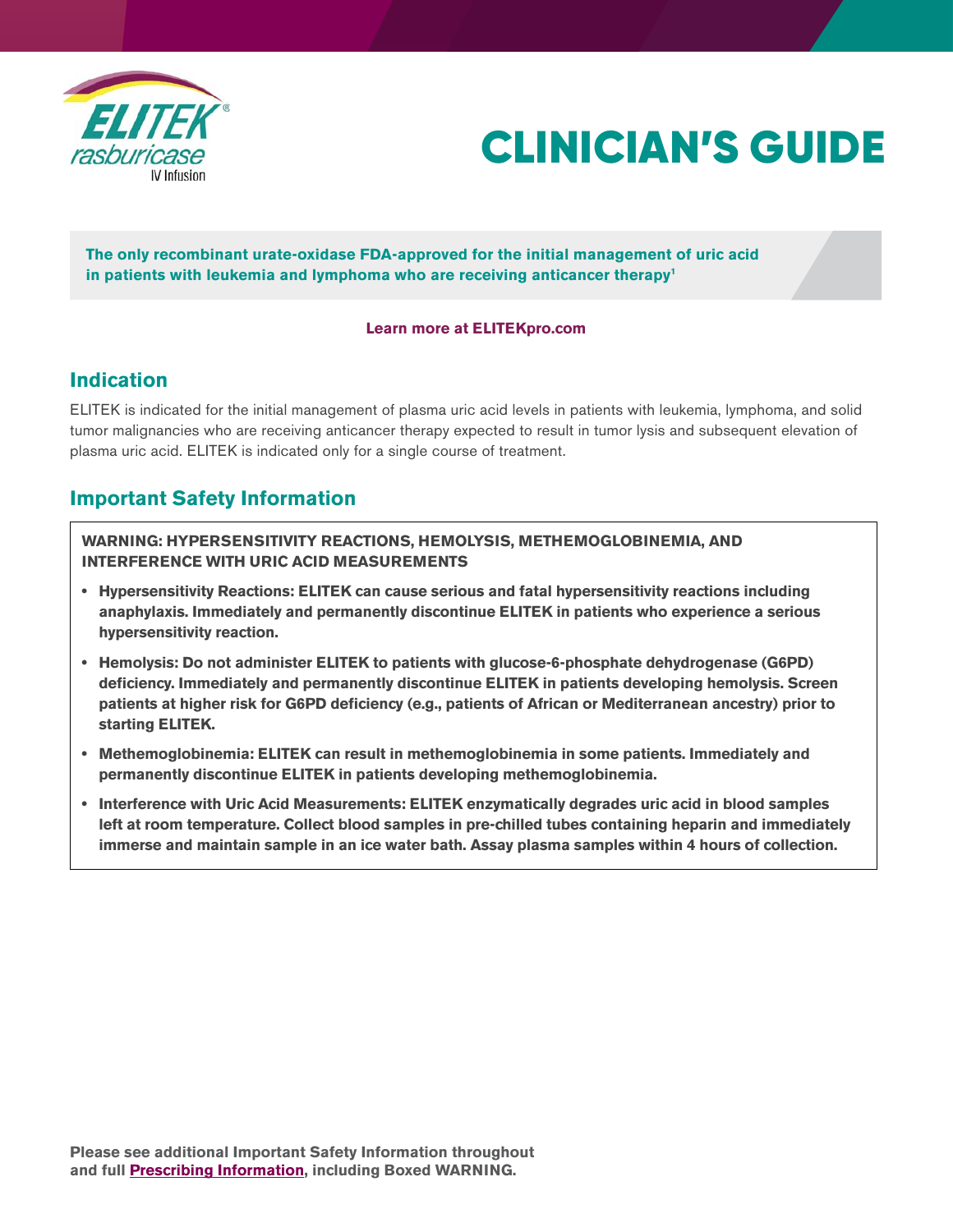ELITEK® rasburicase IV Infusion

# CLINICIAN'S GUIDE

**The only recombinant urate-oxidase FDA-approved for the initial management of uric acid in patients with leukemia and lymphoma who are receiving anticancer therapy[1]**

**Learn more at ELITEKpro.com**

## Indication

ELITEK is indicated for the initial management of plasma uric acid levels in patients with leukemia, lymphoma, and solid tumor malignancies who are receiving anticancer therapy expected to result in tumor lysis and subsequent elevation of plasma uric acid. ELITEK is indicated only for a single course of treatment.

## Important Safety Information

**WARNING: HYPERSENSITIVITY REACTIONS, HEMOLYSIS, METHEMOGLOBINEMIA, AND INTERFERENCE WITH URIC ACID MEASUREMENTS**

- **Hypersensitivity Reactions: ELITEK can cause serious and fatal hypersensitivity reactions including anaphylaxis. Immediately and permanently discontinue ELITEK in patients who experience a serious hypersensitivity reaction.**
- **Hemolysis: Do not administer ELITEK to patients with glucose-6-phosphate dehydrogenase (G6PD) deficiency. Immediately and permanently discontinue ELITEK in patients developing hemolysis. Screen patients at higher risk for G6PD deficiency (e.g., patients of African or Mediterranean ancestry) prior to starting ELITEK.**
- **Methemoglobinemia: ELITEK can result in methemoglobinemia in some patients. Immediately and permanently discontinue ELITEK in patients developing methemoglobinemia.**
- **Interference with Uric Acid Measurements: ELITEK enzymatically degrades uric acid in blood samples left at room temperature. Collect blood samples in pre-chilled tubes containing heparin and immediately immerse and maintain sample in an ice water bath. Assay plasma samples within 4 hours of collection.**

**Please see additional Important Safety Information throughout and full Prescribing Information, including Boxed WARNING.**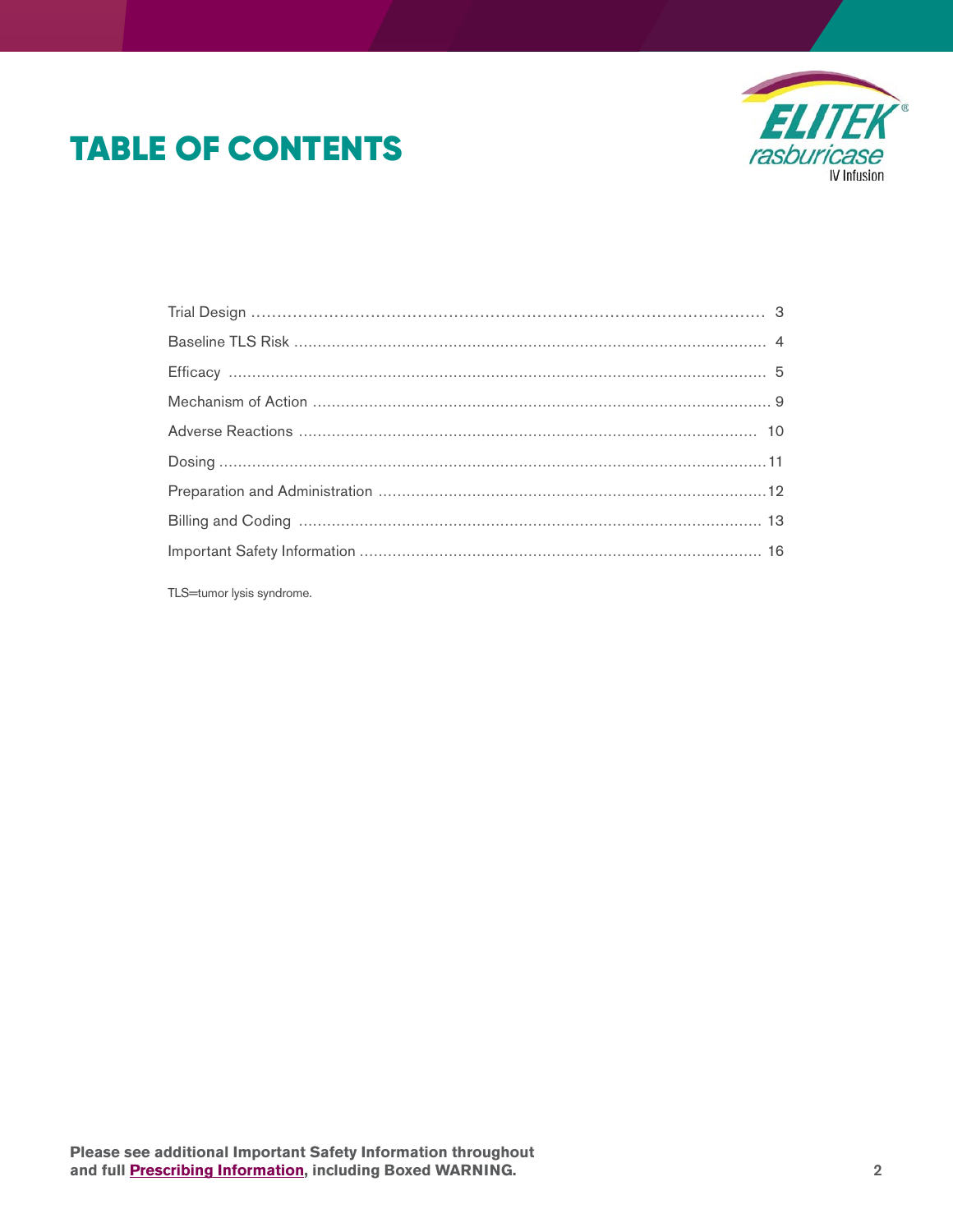# TABLE OF CONTENTS

| | |
|---|---|
| Trial Design | 3 |
| Baseline TLS Risk | 4 |
| Efficacy | 5 |
| Mechanism of Action | 9 |
| Adverse Reactions | 10 |
| Dosing | 11 |
| Preparation and Administration | 12 |
| Billing and Coding | 13 |
| Important Safety Information | 16 |

TLS=tumor lysis syndrome.

**Please see additional Important Safety Information throughout and full Prescribing Information, including Boxed WARNING.**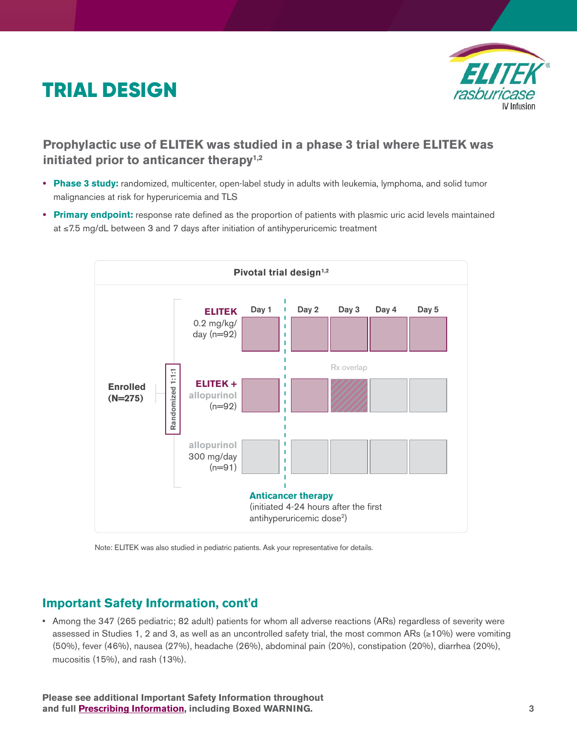# TRIAL DESIGN

ELITEK rasburicase IV Infusion

### Prophylactic use of ELITEK was studied in a phase 3 trial where ELITEK was initiated prior to anticancer therapy[1,2]

- **Phase 3 study:** randomized, multicenter, open-label study in adults with leukemia, lymphoma, and solid tumor malignancies at risk for hyperuricemia and TLS
- **Primary endpoint:** response rate defined as the proportion of patients with plasmic uric acid levels maintained at ≤7.5 mg/dL between 3 and 7 days after initiation of antihyperuricemic treatment

**Pivotal trial design[1,2]**

Enrolled (N=275) — Randomized 1:1:1

| | Day 1 | Day 2 | Day 3 | Day 4 | Day 5 |
|---|---|---|---|---|---|
| **ELITEK** 0.2 mg/kg/day (n=92) | ELITEK | ELITEK | ELITEK | ELITEK | ELITEK |
| **ELITEK +** allopurinol (n=92) | ELITEK | ELITEK | Rx overlap | allopurinol | allopurinol |
| allopurinol 300 mg/day (n=91) | allopurinol | allopurinol | allopurinol | allopurinol | allopurinol |

**Anticancer therapy** (initiated 4-24 hours after the first antihyperuricemic dose[2])

Note: ELITEK was also studied in pediatric patients. Ask your representative for details.

## Important Safety Information, cont'd

- Among the 347 (265 pediatric; 82 adult) patients for whom all adverse reactions (ARs) regardless of severity were assessed in Studies 1, 2 and 3, as well as an uncontrolled safety trial, the most common ARs (≥10%) were vomiting (50%), fever (46%), nausea (27%), headache (26%), abdominal pain (20%), constipation (20%), diarrhea (20%), mucositis (15%), and rash (13%).

**Please see additional Important Safety Information throughout and full Prescribing Information, including Boxed WARNING.**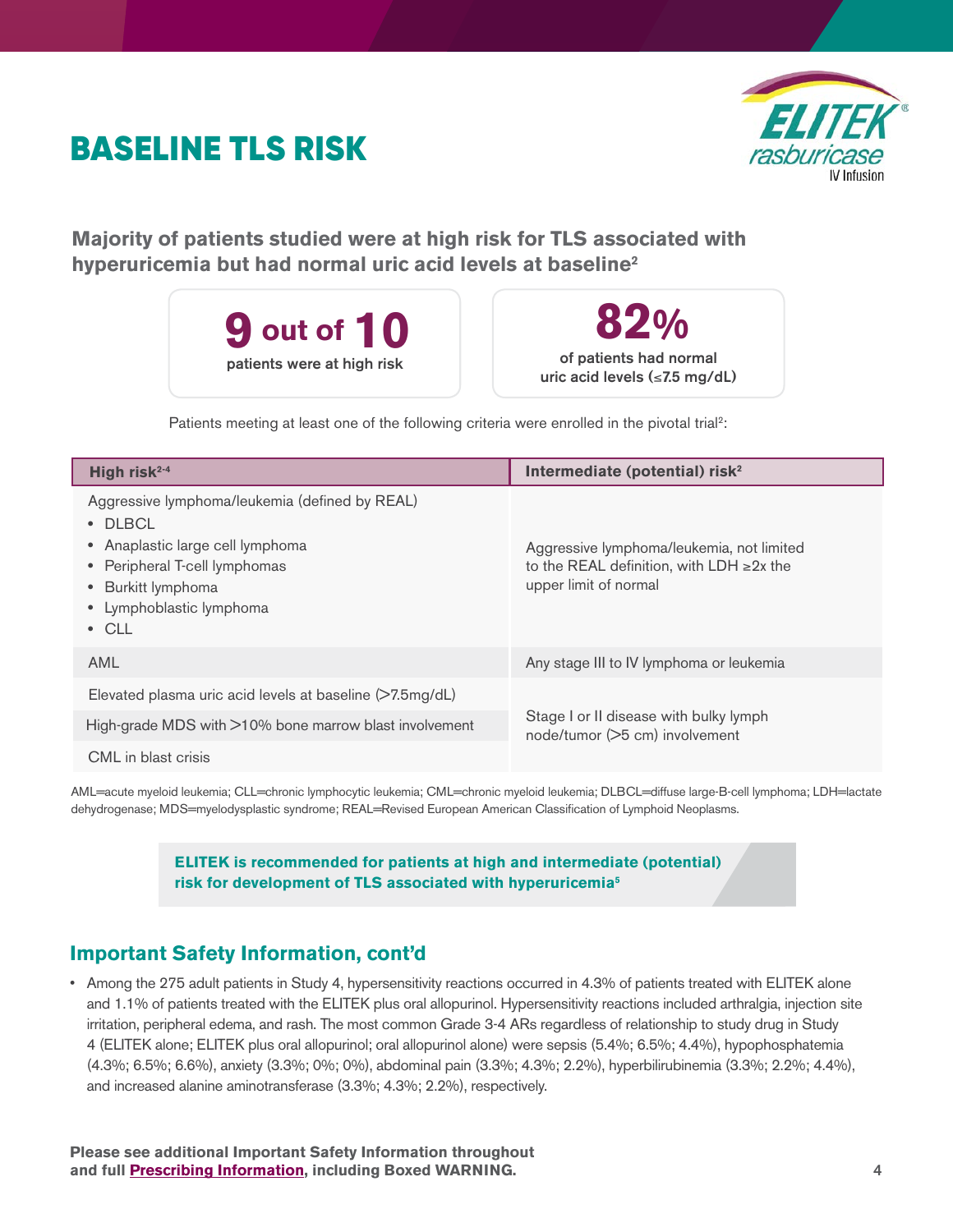# BASELINE TLS RISK

**Majority of patients studied were at high risk for TLS associated with hyperuricemia but had normal uric acid levels at baseline[2]**

**9 out of 10**
patients were at high risk

**82%**
of patients had normal uric acid levels (≤7.5 mg/dL)

Patients meeting at least one of the following criteria were enrolled in the pivotal trial[2]:

| High risk[2-4] | Intermediate (potential) risk[2] |
|---|---|
| Aggressive lymphoma/leukemia (defined by REAL)<br>• DLBCL<br>• Anaplastic large cell lymphoma<br>• Peripheral T-cell lymphomas<br>• Burkitt lymphoma<br>• Lymphoblastic lymphoma<br>• CLL | Aggressive lymphoma/leukemia, not limited to the REAL definition, with LDH ≥2x the upper limit of normal |
| AML | Any stage III to IV lymphoma or leukemia |
| Elevated plasma uric acid levels at baseline (>7.5mg/dL)<br>High-grade MDS with >10% bone marrow blast involvement<br>CML in blast crisis | Stage I or II disease with bulky lymph node/tumor (>5 cm) involvement |

AML=acute myeloid leukemia; CLL=chronic lymphocytic leukemia; CML=chronic myeloid leukemia; DLBCL=diffuse large-B-cell lymphoma; LDH=lactate dehydrogenase; MDS=myelodysplastic syndrome; REAL=Revised European American Classification of Lymphoid Neoplasms.

**ELITEK is recommended for patients at high and intermediate (potential) risk for development of TLS associated with hyperuricemia[5]**

## Important Safety Information, cont'd

- Among the 275 adult patients in Study 4, hypersensitivity reactions occurred in 4.3% of patients treated with ELITEK alone and 1.1% of patients treated with the ELITEK plus oral allopurinol. Hypersensitivity reactions included arthralgia, injection site irritation, peripheral edema, and rash. The most common Grade 3-4 ARs regardless of relationship to study drug in Study 4 (ELITEK alone; ELITEK plus oral allopurinol; oral allopurinol alone) were sepsis (5.4%; 6.5%; 4.4%), hypophosphatemia (4.3%; 6.5%; 6.6%), anxiety (3.3%; 0%; 0%), abdominal pain (3.3%; 4.3%; 2.2%), hyperbilirubinemia (3.3%; 2.2%; 4.4%), and increased alanine aminotransferase (3.3%; 4.3%; 2.2%), respectively.

**Please see additional Important Safety Information throughout and full Prescribing Information, including Boxed WARNING.**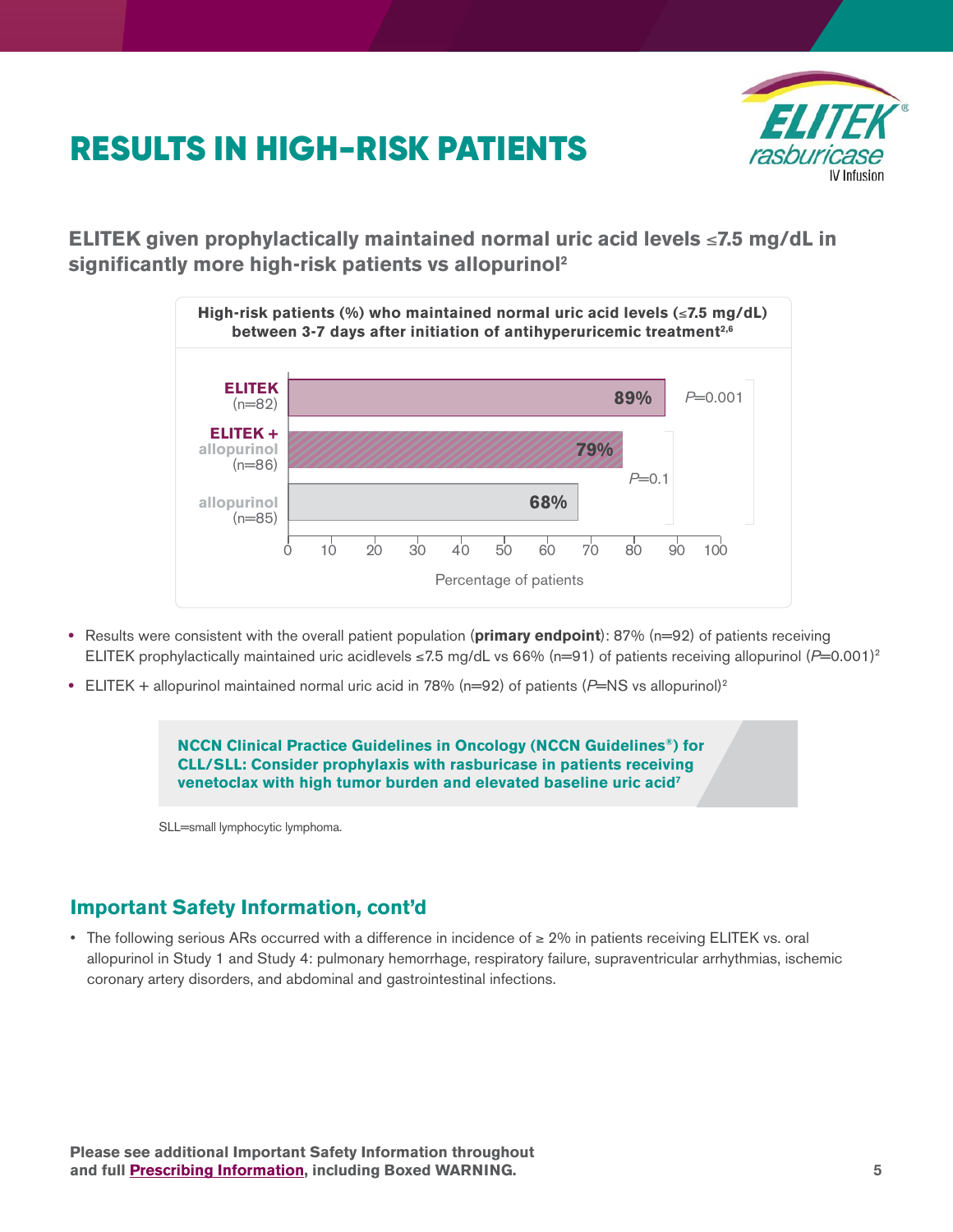# RESULTS IN HIGH-RISK PATIENTS

**ELITEK given prophylactically maintained normal uric acid levels ≤7.5 mg/dL in significantly more high-risk patients vs allopurinol[2]**

**High-risk patients (%) who maintained normal uric acid levels (≤7.5 mg/dL) between 3-7 days after initiation of antihyperuricemic treatment[2,6]**

| Treatment | Percentage of patients | P value |
|---|---|---|
| ELITEK (n=82) | 89% | *P*=0.001 (vs allopurinol) |
| ELITEK + allopurinol (n=86) | 79% | *P*=0.1 (vs allopurinol) |
| allopurinol (n=85) | 68% | |

- Results were consistent with the overall patient population (**primary endpoint**): 87% (n=92) of patients receiving ELITEK prophylactically maintained uric acidlevels ≤7.5 mg/dL vs 66% (n=91) of patients receiving allopurinol (*P*=0.001)[2]
- ELITEK + allopurinol maintained normal uric acid in 78% (n=92) of patients (*P*=NS vs allopurinol)[2]

**NCCN Clinical Practice Guidelines in Oncology (NCCN Guidelines®) for CLL/SLL: Consider prophylaxis with rasburicase in patients receiving venetoclax with high tumor burden and elevated baseline uric acid[7]**

SLL=small lymphocytic lymphoma.

## Important Safety Information, cont'd

- The following serious ARs occurred with a difference in incidence of ≥ 2% in patients receiving ELITEK vs. oral allopurinol in Study 1 and Study 4: pulmonary hemorrhage, respiratory failure, supraventricular arrhythmias, ischemic coronary artery disorders, and abdominal and gastrointestinal infections.

**Please see additional Important Safety Information throughout and full Prescribing Information, including Boxed WARNING.**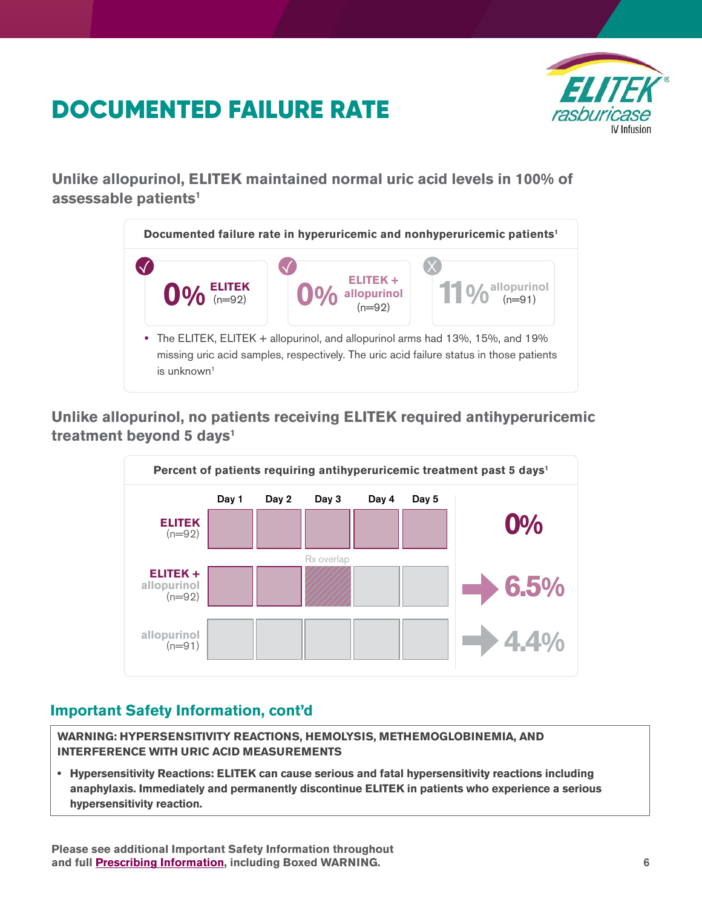# DOCUMENTED FAILURE RATE

ELITEK® rasburicase IV Infusion

### Unlike allopurinol, ELITEK maintained normal uric acid levels in 100% of assessable patients[1]

**Documented failure rate in hyperuricemic and nonhyperuricemic patients[1]**

| | ELITEK (n=92) | ELITEK + allopurinol (n=92) | allopurinol (n=91) |
|---|---|---|---|
| Documented failure rate | 0% | 0% | 11% |

- The ELITEK, ELITEK + allopurinol, and allopurinol arms had 13%, 15%, and 19% missing uric acid samples, respectively. The uric acid failure status in those patients is unknown[1]

### Unlike allopurinol, no patients receiving ELITEK required antihyperuricemic treatment beyond 5 days[1]

**Percent of patients requiring antihyperuricemic treatment past 5 days[1]**

| | Day 1 | Day 2 | Day 3 | Day 4 | Day 5 | Past 5 days |
|---|---|---|---|---|---|---|
| ELITEK (n=92) | ELITEK | ELITEK | ELITEK | ELITEK | ELITEK | 0% |
| ELITEK + allopurinol (n=92) | ELITEK | ELITEK | Rx overlap | allopurinol | allopurinol | 6.5% |
| allopurinol (n=91) | allopurinol | allopurinol | allopurinol | allopurinol | allopurinol | 4.4% |

## Important Safety Information, cont'd

**WARNING: HYPERSENSITIVITY REACTIONS, HEMOLYSIS, METHEMOGLOBINEMIA, AND INTERFERENCE WITH URIC ACID MEASUREMENTS**

- **Hypersensitivity Reactions: ELITEK can cause serious and fatal hypersensitivity reactions including anaphylaxis. Immediately and permanently discontinue ELITEK in patients who experience a serious hypersensitivity reaction.**

**Please see additional Important Safety Information throughout and full Prescribing Information, including Boxed WARNING.**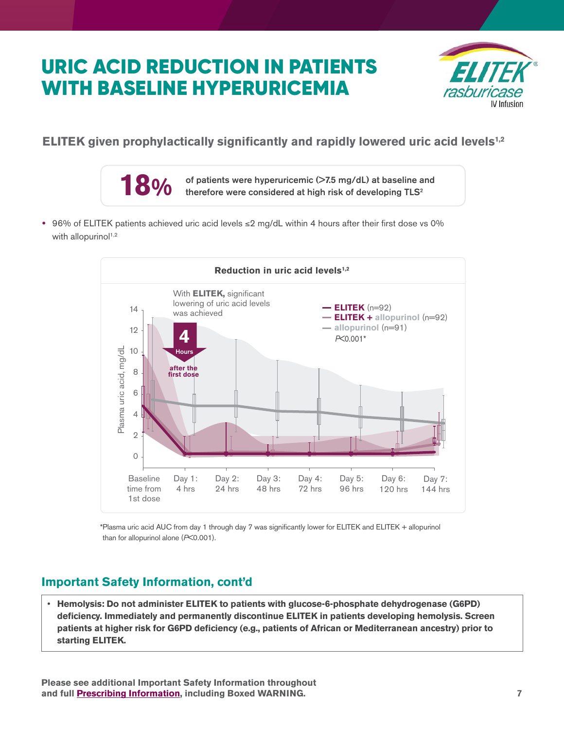# URIC ACID REDUCTION IN PATIENTS WITH BASELINE HYPERURICEMIA

## ELITEK given prophylactically significantly and rapidly lowered uric acid levels[1,2]

**18%** of patients were hyperuricemic (>7.5 mg/dL) at baseline and therefore were considered at high risk of developing TLS[2]

- 96% of ELITEK patients achieved uric acid levels ≤2 mg/dL within 4 hours after their first dose vs 0% with allopurinol[1,2]

**Reduction in uric acid levels[1,2]**

With **ELITEK,** significant lowering of uric acid levels was achieved

**4 Hours** after the first dose

- **ELITEK** (n=92)
- **ELITEK + allopurinol** (n=92)
- **allopurinol** (n=91)

*P*<0.001*

Plasma uric acid, mg/dL: 0, 2, 4, 6, 8, 10, 12, 14

Baseline time from 1st dose | Day 1: 4 hrs | Day 2: 24 hrs | Day 3: 48 hrs | Day 4: 72 hrs | Day 5: 96 hrs | Day 6: 120 hrs | Day 7: 144 hrs

*Plasma uric acid AUC from day 1 through day 7 was significantly lower for ELITEK and ELITEK + allopurinol than for allopurinol alone (*P*<0.001).

## Important Safety Information, cont'd

- **Hemolysis: Do not administer ELITEK to patients with glucose-6-phosphate dehydrogenase (G6PD) deficiency. Immediately and permanently discontinue ELITEK in patients developing hemolysis. Screen patients at higher risk for G6PD deficiency (e.g., patients of African or Mediterranean ancestry) prior to starting ELITEK.**

**Please see additional Important Safety Information throughout and full Prescribing Information, including Boxed WARNING.**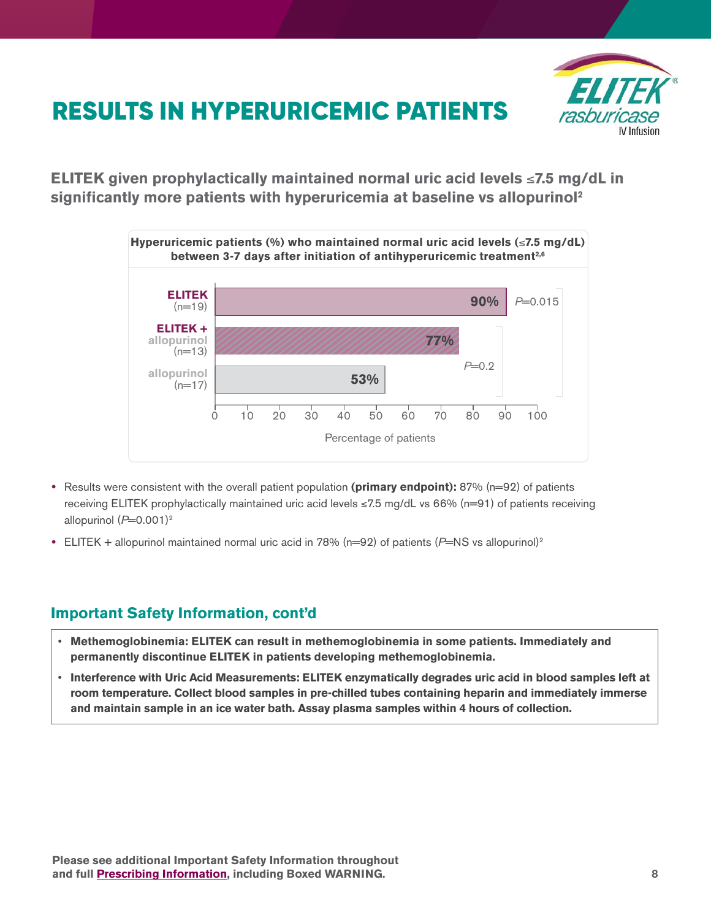# RESULTS IN HYPERURICEMIC PATIENTS

**ELITEK given prophylactically maintained normal uric acid levels ≤7.5 mg/dL in significantly more patients with hyperuricemia at baseline vs allopurinol[2]**

**Hyperuricemic patients (%) who maintained normal uric acid levels (≤7.5 mg/dL) between 3-7 days after initiation of antihyperuricemic treatment[2,6]**

| Treatment | Percentage of patients | P value |
| --- | --- | --- |
| ELITEK (n=19) | 90% | *P*=0.015 (vs allopurinol) |
| ELITEK + allopurinol (n=13) | 77% | *P*=0.2 (vs allopurinol) |
| allopurinol (n=17) | 53% | |

- Results were consistent with the overall patient population **(primary endpoint):** 87% (n=92) of patients receiving ELITEK prophylactically maintained uric acid levels ≤7.5 mg/dL vs 66% (n=91) of patients receiving allopurinol (*P*=0.001)[2]
- ELITEK + allopurinol maintained normal uric acid in 78% (n=92) of patients (*P*=NS vs allopurinol)[2]

## Important Safety Information, cont'd

- **Methemoglobinemia: ELITEK can result in methemoglobinemia in some patients. Immediately and permanently discontinue ELITEK in patients developing methemoglobinemia.**
- **Interference with Uric Acid Measurements: ELITEK enzymatically degrades uric acid in blood samples left at room temperature. Collect blood samples in pre-chilled tubes containing heparin and immediately immerse and maintain sample in an ice water bath. Assay plasma samples within 4 hours of collection.**

**Please see additional Important Safety Information throughout and full Prescribing Information, including Boxed WARNING.**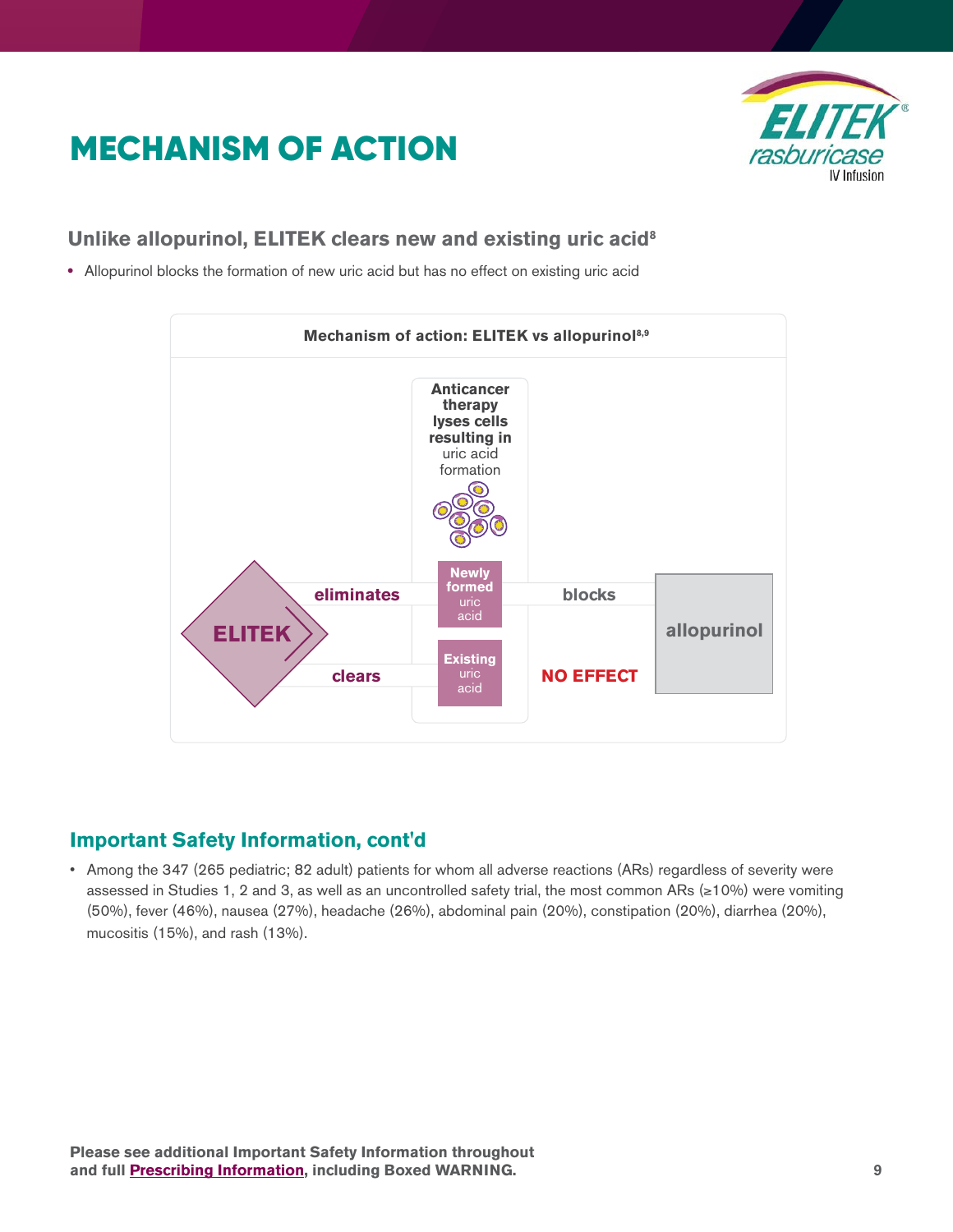# MECHANISM OF ACTION

### Unlike allopurinol, ELITEK clears new and existing uric acid[8]

- Allopurinol blocks the formation of new uric acid but has no effect on existing uric acid

**Mechanism of action: ELITEK vs allopurinol[8,9]**

**Anticancer therapy lyses cells resulting in** uric acid formation

ELITEK **eliminates** **Newly formed** uric acid ← **blocks** allopurinol

ELITEK **clears** **Existing** uric acid — allopurinol: **NO EFFECT**

## Important Safety Information, cont'd

- Among the 347 (265 pediatric; 82 adult) patients for whom all adverse reactions (ARs) regardless of severity were assessed in Studies 1, 2 and 3, as well as an uncontrolled safety trial, the most common ARs (≥10%) were vomiting (50%), fever (46%), nausea (27%), headache (26%), abdominal pain (20%), constipation (20%), diarrhea (20%), mucositis (15%), and rash (13%).

**Please see additional Important Safety Information throughout and full Prescribing Information, including Boxed WARNING.**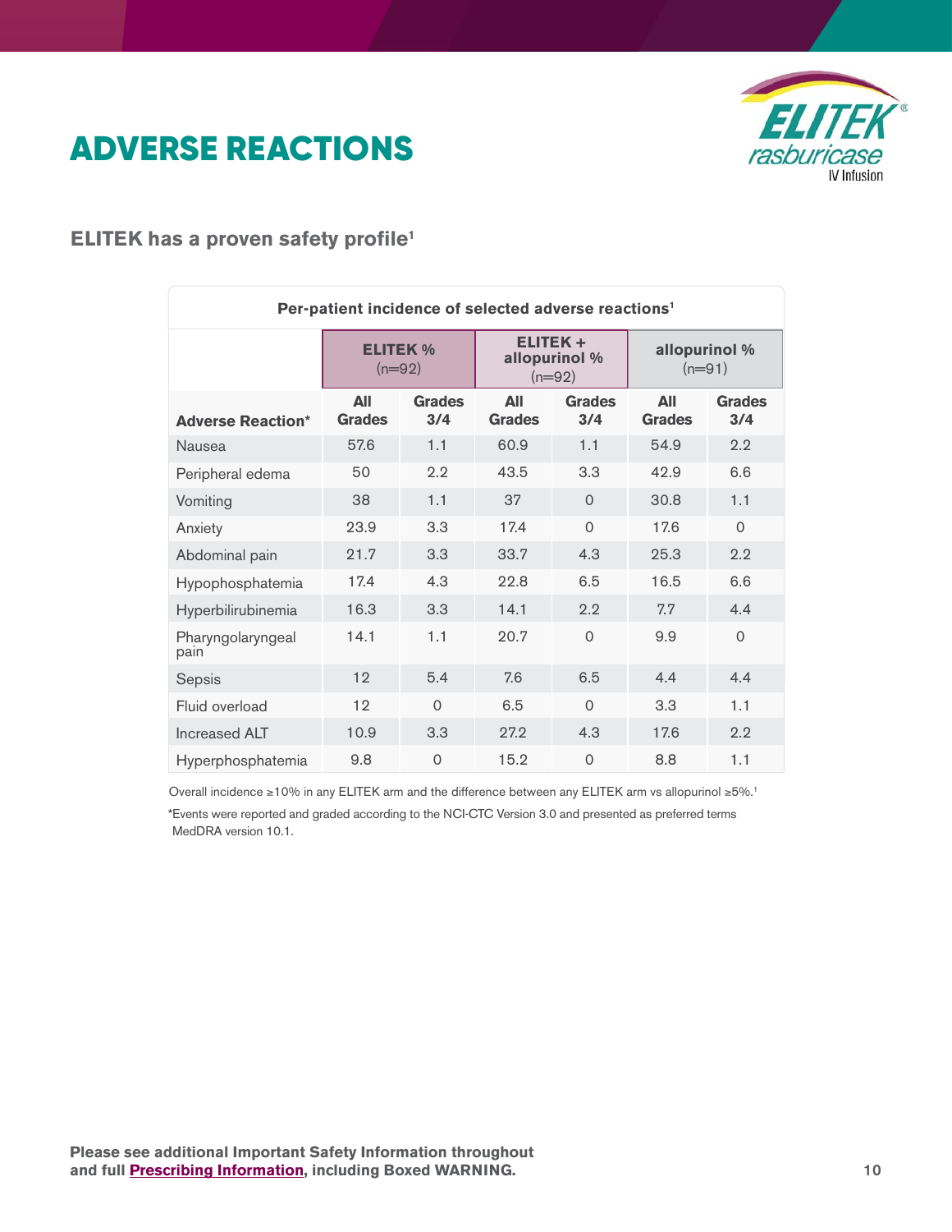# ADVERSE REACTIONS

## ELITEK has a proven safety profile[1]

**Per-patient incidence of selected adverse reactions[1]**

| | ELITEK % (n=92) | | ELITEK + allopurinol % (n=92) | | allopurinol % (n=91) | |
|---|---|---|---|---|---|---|
| **Adverse Reaction*** | **All Grades** | **Grades 3/4** | **All Grades** | **Grades 3/4** | **All Grades** | **Grades 3/4** |
| Nausea | 57.6 | 1.1 | 60.9 | 1.1 | 54.9 | 2.2 |
| Peripheral edema | 50 | 2.2 | 43.5 | 3.3 | 42.9 | 6.6 |
| Vomiting | 38 | 1.1 | 37 | 0 | 30.8 | 1.1 |
| Anxiety | 23.9 | 3.3 | 17.4 | 0 | 17.6 | 0 |
| Abdominal pain | 21.7 | 3.3 | 33.7 | 4.3 | 25.3 | 2.2 |
| Hypophosphatemia | 17.4 | 4.3 | 22.8 | 6.5 | 16.5 | 6.6 |
| Hyperbilirubinemia | 16.3 | 3.3 | 14.1 | 2.2 | 7.7 | 4.4 |
| Pharyngolaryngeal pain | 14.1 | 1.1 | 20.7 | 0 | 9.9 | 0 |
| Sepsis | 12 | 5.4 | 7.6 | 6.5 | 4.4 | 4.4 |
| Fluid overload | 12 | 0 | 6.5 | 0 | 3.3 | 1.1 |
| Increased ALT | 10.9 | 3.3 | 27.2 | 4.3 | 17.6 | 2.2 |
| Hyperphosphatemia | 9.8 | 0 | 15.2 | 0 | 8.8 | 1.1 |

Overall incidence ≥10% in any ELITEK arm and the difference between any ELITEK arm vs allopurinol ≥5%.[1]

*Events were reported and graded according to the NCI-CTC Version 3.0 and presented as preferred terms MedDRA version 10.1.

**Please see additional Important Safety Information throughout and full Prescribing Information, including Boxed WARNING.**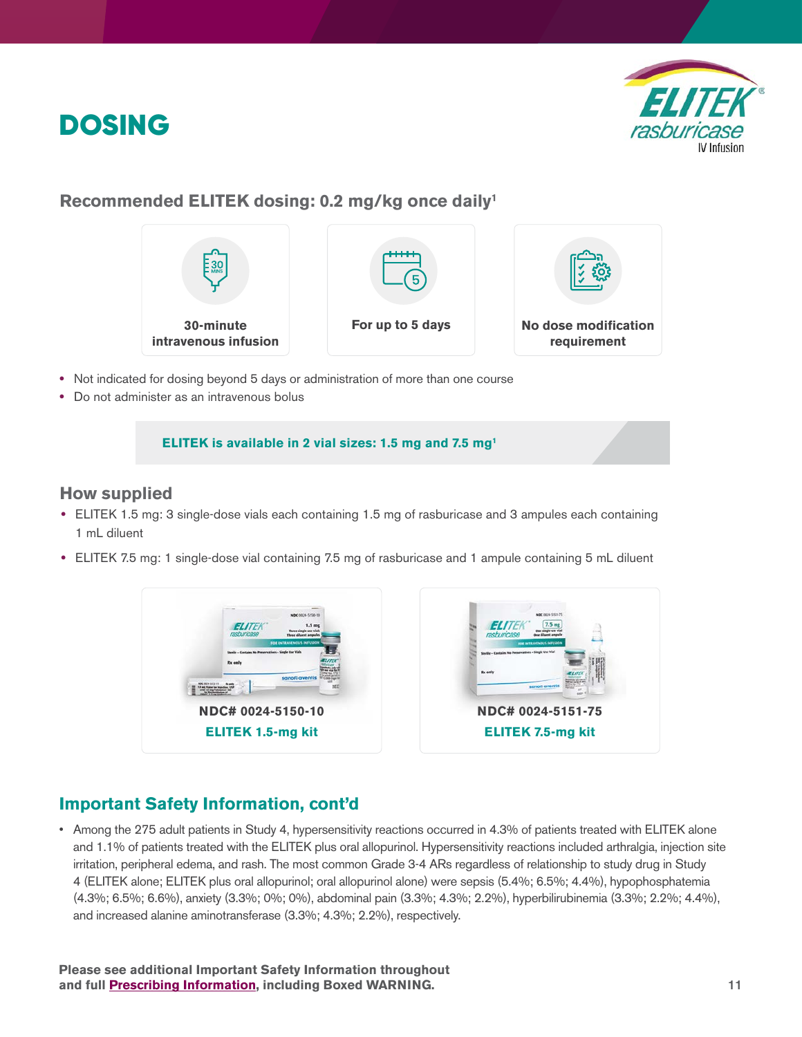# DOSING

## Recommended ELITEK dosing: 0.2 mg/kg once daily[1]

**30-minute intravenous infusion**

**For up to 5 days**

**No dose modification requirement**

- Not indicated for dosing beyond 5 days or administration of more than one course
- Do not administer as an intravenous bolus

**ELITEK is available in 2 vial sizes: 1.5 mg and 7.5 mg[1]**

## How supplied

- ELITEK 1.5 mg: 3 single-dose vials each containing 1.5 mg of rasburicase and 3 ampules each containing 1 mL diluent
- ELITEK 7.5 mg: 1 single-dose vial containing 7.5 mg of rasburicase and 1 ampule containing 5 mL diluent

**NDC# 0024-5150-10**

**ELITEK 1.5-mg kit**

**NDC# 0024-5151-75**

**ELITEK 7.5-mg kit**

## Important Safety Information, cont'd

- Among the 275 adult patients in Study 4, hypersensitivity reactions occurred in 4.3% of patients treated with ELITEK alone and 1.1% of patients treated with the ELITEK plus oral allopurinol. Hypersensitivity reactions included arthralgia, injection site irritation, peripheral edema, and rash. The most common Grade 3-4 ARs regardless of relationship to study drug in Study 4 (ELITEK alone; ELITEK plus oral allopurinol; oral allopurinol alone) were sepsis (5.4%; 6.5%; 4.4%), hypophosphatemia (4.3%; 6.5%; 6.6%), anxiety (3.3%; 0%; 0%), abdominal pain (3.3%; 4.3%; 2.2%), hyperbilirubinemia (3.3%; 2.2%; 4.4%), and increased alanine aminotransferase (3.3%; 4.3%; 2.2%), respectively.

**Please see additional Important Safety Information throughout and full Prescribing Information, including Boxed WARNING.**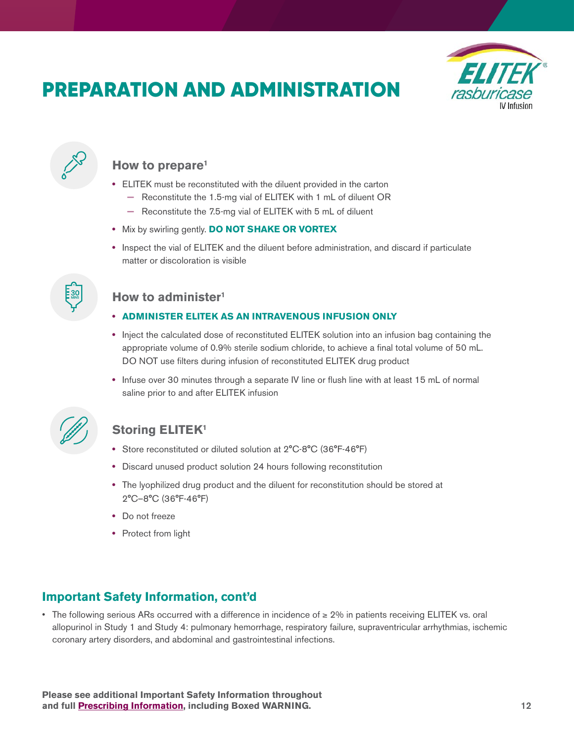# PREPARATION AND ADMINISTRATION

ELITEK rasburicase IV Infusion

### How to prepare[1]

- ELITEK must be reconstituted with the diluent provided in the carton
  - Reconstitute the 1.5-mg vial of ELITEK with 1 mL of diluent OR
  - Reconstitute the 7.5-mg vial of ELITEK with 5 mL of diluent
- Mix by swirling gently. **DO NOT SHAKE OR VORTEX**
- Inspect the vial of ELITEK and the diluent before administration, and discard if particulate matter or discoloration is visible

### How to administer[1]

- **ADMINISTER ELITEK AS AN INTRAVENOUS INFUSION ONLY**
- Inject the calculated dose of reconstituted ELITEK solution into an infusion bag containing the appropriate volume of 0.9% sterile sodium chloride, to achieve a final total volume of 50 mL. DO NOT use filters during infusion of reconstituted ELITEK drug product
- Infuse over 30 minutes through a separate IV line or flush line with at least 15 mL of normal saline prior to and after ELITEK infusion

### Storing ELITEK[1]

- Store reconstituted or diluted solution at 2°C-8°C (36°F-46°F)
- Discard unused product solution 24 hours following reconstitution
- The lyophilized drug product and the diluent for reconstitution should be stored at 2°C–8°C (36°F-46°F)
- Do not freeze
- Protect from light

## Important Safety Information, cont'd

- The following serious ARs occurred with a difference in incidence of ≥ 2% in patients receiving ELITEK vs. oral allopurinol in Study 1 and Study 4: pulmonary hemorrhage, respiratory failure, supraventricular arrhythmias, ischemic coronary artery disorders, and abdominal and gastrointestinal infections.

**Please see additional Important Safety Information throughout and full Prescribing Information, including Boxed WARNING.**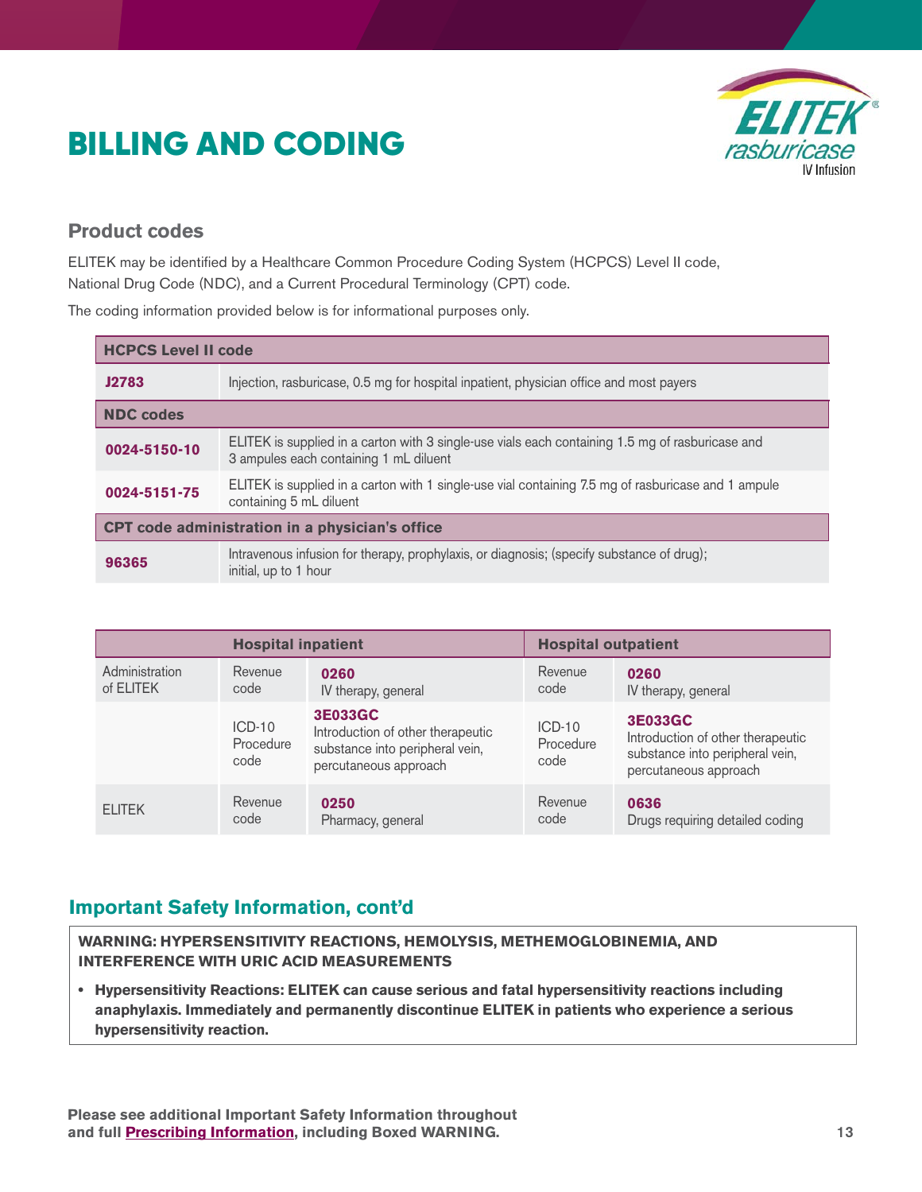# BILLING AND CODING

ELITEK rasburicase IV Infusion

## Product codes

ELITEK may be identified by a Healthcare Common Procedure Coding System (HCPCS) Level II code, National Drug Code (NDC), and a Current Procedural Terminology (CPT) code.

The coding information provided below is for informational purposes only.

| **HCPCS Level II code** | |
|---|---|
| **J2783** | Injection, rasburicase, 0.5 mg for hospital inpatient, physician office and most payers |
| **NDC codes** | |
| **0024-5150-10** | ELITEK is supplied in a carton with 3 single-use vials each containing 1.5 mg of rasburicase and 3 ampules each containing 1 mL diluent |
| **0024-5151-75** | ELITEK is supplied in a carton with 1 single-use vial containing 7.5 mg of rasburicase and 1 ampule containing 5 mL diluent |
| **CPT code administration in a physician's office** | |
| **96365** | Intravenous infusion for therapy, prophylaxis, or diagnosis; (specify substance of drug); initial, up to 1 hour |

| | **Hospital inpatient** | | **Hospital outpatient** | |
|---|---|---|---|---|
| Administration of ELITEK | Revenue code | **0260** IV therapy, general | Revenue code | **0260** IV therapy, general |
| | ICD-10 Procedure code | **3E033GC** Introduction of other therapeutic substance into peripheral vein, percutaneous approach | ICD-10 Procedure code | **3E033GC** Introduction of other therapeutic substance into peripheral vein, percutaneous approach |
| ELITEK | Revenue code | **0250** Pharmacy, general | Revenue code | **0636** Drugs requiring detailed coding |

## Important Safety Information, cont'd

**WARNING: HYPERSENSITIVITY REACTIONS, HEMOLYSIS, METHEMOGLOBINEMIA, AND INTERFERENCE WITH URIC ACID MEASUREMENTS**

- **Hypersensitivity Reactions: ELITEK can cause serious and fatal hypersensitivity reactions including anaphylaxis. Immediately and permanently discontinue ELITEK in patients who experience a serious hypersensitivity reaction.**

**Please see additional Important Safety Information throughout and full Prescribing Information, including Boxed WARNING.**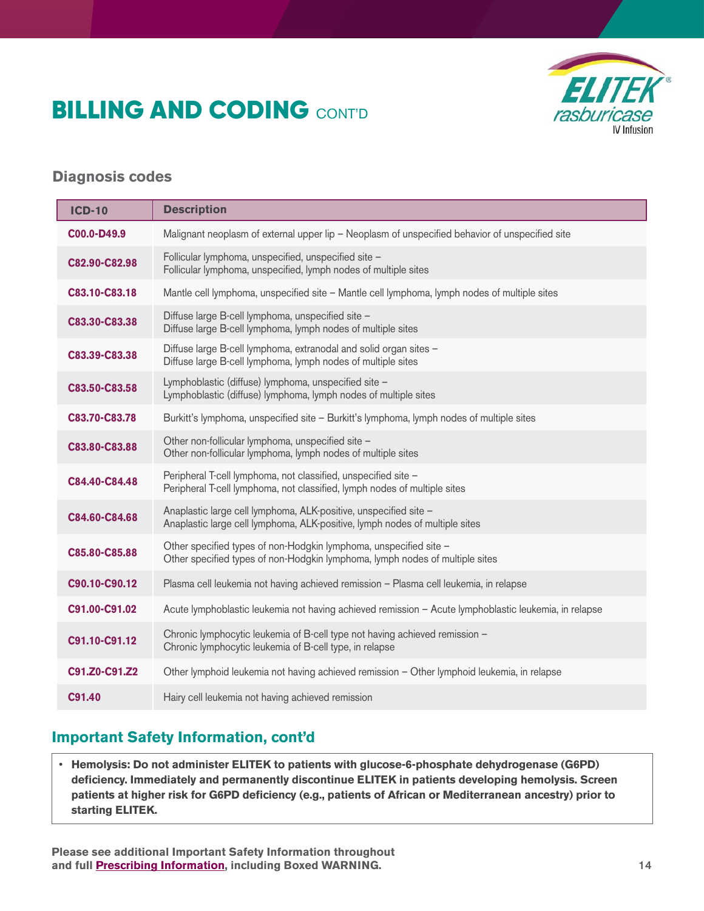# BILLING AND CODING CONT'D

## Diagnosis codes

| ICD-10 | Description |
|---|---|
| C00.0-D49.9 | Malignant neoplasm of external upper lip – Neoplasm of unspecified behavior of unspecified site |
| C82.90-C82.98 | Follicular lymphoma, unspecified, unspecified site – Follicular lymphoma, unspecified, lymph nodes of multiple sites |
| C83.10-C83.18 | Mantle cell lymphoma, unspecified site – Mantle cell lymphoma, lymph nodes of multiple sites |
| C83.30-C83.38 | Diffuse large B-cell lymphoma, unspecified site – Diffuse large B-cell lymphoma, lymph nodes of multiple sites |
| C83.39-C83.38 | Diffuse large B-cell lymphoma, extranodal and solid organ sites – Diffuse large B-cell lymphoma, lymph nodes of multiple sites |
| C83.50-C83.58 | Lymphoblastic (diffuse) lymphoma, unspecified site – Lymphoblastic (diffuse) lymphoma, lymph nodes of multiple sites |
| C83.70-C83.78 | Burkitt's lymphoma, unspecified site – Burkitt's lymphoma, lymph nodes of multiple sites |
| C83.80-C83.88 | Other non-follicular lymphoma, unspecified site – Other non-follicular lymphoma, lymph nodes of multiple sites |
| C84.40-C84.48 | Peripheral T-cell lymphoma, not classified, unspecified site – Peripheral T-cell lymphoma, not classified, lymph nodes of multiple sites |
| C84.60-C84.68 | Anaplastic large cell lymphoma, ALK-positive, unspecified site – Anaplastic large cell lymphoma, ALK-positive, lymph nodes of multiple sites |
| C85.80-C85.88 | Other specified types of non-Hodgkin lymphoma, unspecified site – Other specified types of non-Hodgkin lymphoma, lymph nodes of multiple sites |
| C90.10-C90.12 | Plasma cell leukemia not having achieved remission – Plasma cell leukemia, in relapse |
| C91.00-C91.02 | Acute lymphoblastic leukemia not having achieved remission – Acute lymphoblastic leukemia, in relapse |
| C91.10-C91.12 | Chronic lymphocytic leukemia of B-cell type not having achieved remission – Chronic lymphocytic leukemia of B-cell type, in relapse |
| C91.Z0-C91.Z2 | Other lymphoid leukemia not having achieved remission – Other lymphoid leukemia, in relapse |
| C91.40 | Hairy cell leukemia not having achieved remission |

## Important Safety Information, cont'd

- **Hemolysis: Do not administer ELITEK to patients with glucose-6-phosphate dehydrogenase (G6PD) deficiency. Immediately and permanently discontinue ELITEK in patients developing hemolysis. Screen patients at higher risk for G6PD deficiency (e.g., patients of African or Mediterranean ancestry) prior to starting ELITEK.**

**Please see additional Important Safety Information throughout and full Prescribing Information, including Boxed WARNING.**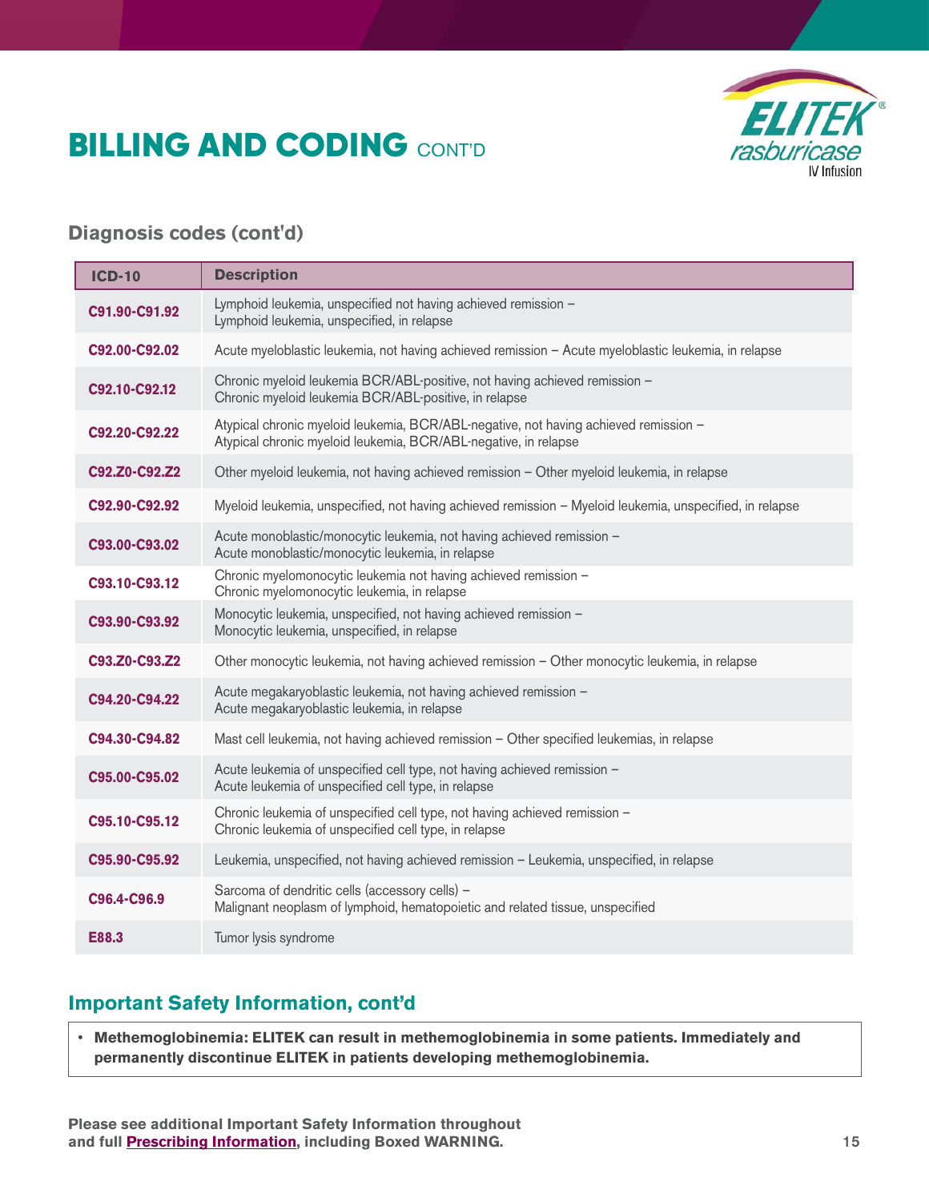# BILLING AND CODING CONT'D

## Diagnosis codes (cont'd)

| ICD-10 | Description |
|---|---|
| C91.90-C91.92 | Lymphoid leukemia, unspecified not having achieved remission – Lymphoid leukemia, unspecified, in relapse |
| C92.00-C92.02 | Acute myeloblastic leukemia, not having achieved remission – Acute myeloblastic leukemia, in relapse |
| C92.10-C92.12 | Chronic myeloid leukemia BCR/ABL-positive, not having achieved remission – Chronic myeloid leukemia BCR/ABL-positive, in relapse |
| C92.20-C92.22 | Atypical chronic myeloid leukemia, BCR/ABL-negative, not having achieved remission – Atypical chronic myeloid leukemia, BCR/ABL-negative, in relapse |
| C92.Z0-C92.Z2 | Other myeloid leukemia, not having achieved remission – Other myeloid leukemia, in relapse |
| C92.90-C92.92 | Myeloid leukemia, unspecified, not having achieved remission – Myeloid leukemia, unspecified, in relapse |
| C93.00-C93.02 | Acute monoblastic/monocytic leukemia, not having achieved remission – Acute monoblastic/monocytic leukemia, in relapse |
| C93.10-C93.12 | Chronic myelomonocytic leukemia not having achieved remission – Chronic myelomonocytic leukemia, in relapse |
| C93.90-C93.92 | Monocytic leukemia, unspecified, not having achieved remission – Monocytic leukemia, unspecified, in relapse |
| C93.Z0-C93.Z2 | Other monocytic leukemia, not having achieved remission – Other monocytic leukemia, in relapse |
| C94.20-C94.22 | Acute megakaryoblastic leukemia, not having achieved remission – Acute megakaryoblastic leukemia, in relapse |
| C94.30-C94.82 | Mast cell leukemia, not having achieved remission – Other specified leukemias, in relapse |
| C95.00-C95.02 | Acute leukemia of unspecified cell type, not having achieved remission – Acute leukemia of unspecified cell type, in relapse |
| C95.10-C95.12 | Chronic leukemia of unspecified cell type, not having achieved remission – Chronic leukemia of unspecified cell type, in relapse |
| C95.90-C95.92 | Leukemia, unspecified, not having achieved remission – Leukemia, unspecified, in relapse |
| C96.4-C96.9 | Sarcoma of dendritic cells (accessory cells) – Malignant neoplasm of lymphoid, hematopoietic and related tissue, unspecified |
| E88.3 | Tumor lysis syndrome |

## Important Safety Information, cont'd

- **Methemoglobinemia: ELITEK can result in methemoglobinemia in some patients. Immediately and permanently discontinue ELITEK in patients developing methemoglobinemia.**

**Please see additional Important Safety Information throughout and full Prescribing Information, including Boxed WARNING.**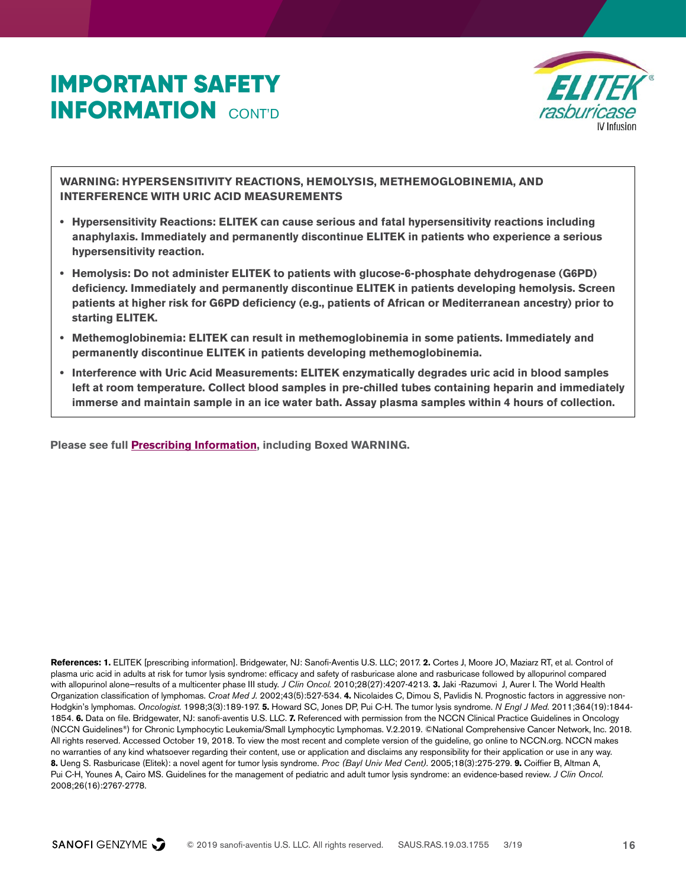# IMPORTANT SAFETY INFORMATION CONT'D

ELITEK rasburicase IV Infusion

**WARNING: HYPERSENSITIVITY REACTIONS, HEMOLYSIS, METHEMOGLOBINEMIA, AND INTERFERENCE WITH URIC ACID MEASUREMENTS**

- **Hypersensitivity Reactions: ELITEK can cause serious and fatal hypersensitivity reactions including anaphylaxis. Immediately and permanently discontinue ELITEK in patients who experience a serious hypersensitivity reaction.**
- **Hemolysis: Do not administer ELITEK to patients with glucose-6-phosphate dehydrogenase (G6PD) deficiency. Immediately and permanently discontinue ELITEK in patients developing hemolysis. Screen patients at higher risk for G6PD deficiency (e.g., patients of African or Mediterranean ancestry) prior to starting ELITEK.**
- **Methemoglobinemia: ELITEK can result in methemoglobinemia in some patients. Immediately and permanently discontinue ELITEK in patients developing methemoglobinemia.**
- **Interference with Uric Acid Measurements: ELITEK enzymatically degrades uric acid in blood samples left at room temperature. Collect blood samples in pre-chilled tubes containing heparin and immediately immerse and maintain sample in an ice water bath. Assay plasma samples within 4 hours of collection.**

**Please see full Prescribing Information, including Boxed WARNING.**

**References: 1.** ELITEK [prescribing information]. Bridgewater, NJ: Sanofi-Aventis U.S. LLC; 2017. **2.** Cortes J, Moore JO, Maziarz RT, et al. Control of plasma uric acid in adults at risk for tumor lysis syndrome: efficacy and safety of rasburicase alone and rasburicase followed by allopurinol compared with allopurinol alone–results of a multicenter phase III study. *J Clin Oncol.* 2010;28(27):4207-4213. **3.** Jaki -Razumovi J, Aurer I. The World Health Organization classification of lymphomas. *Croat Med J.* 2002;43(5):527-534. **4.** Nicolaides C, Dimou S, Pavlidis N. Prognostic factors in aggressive non-Hodgkin's lymphomas. *Oncologist.* 1998;3(3):189-197. **5.** Howard SC, Jones DP, Pui C-H. The tumor lysis syndrome. *N Engl J Med.* 2011;364(19):1844-1854. **6.** Data on file. Bridgewater, NJ: sanofi-aventis U.S. LLC. **7.** Referenced with permission from the NCCN Clinical Practice Guidelines in Oncology (NCCN Guidelines®) for Chronic Lymphocytic Leukemia/Small Lymphocytic Lymphomas. V.2.2019. ©National Comprehensive Cancer Network, Inc. 2018. All rights reserved. Accessed October 19, 2018. To view the most recent and complete version of the guideline, go online to NCCN.org. NCCN makes no warranties of any kind whatsoever regarding their content, use or application and disclaims any responsibility for their application or use in any way. **8.** Ueng S. Rasburicase (Elitek): a novel agent for tumor lysis syndrome. *Proc (Bayl Univ Med Cent).* 2005;18(3):275-279. **9.** Coiffier B, Altman A, Pui C-H, Younes A, Cairo MS. Guidelines for the management of pediatric and adult tumor lysis syndrome: an evidence-based review. *J Clin Oncol.* 2008;26(16):2767-2778.

SANOFI GENZYME © 2019 sanofi-aventis U.S. LLC. All rights reserved. SAUS.RAS.19.03.1755 3/19